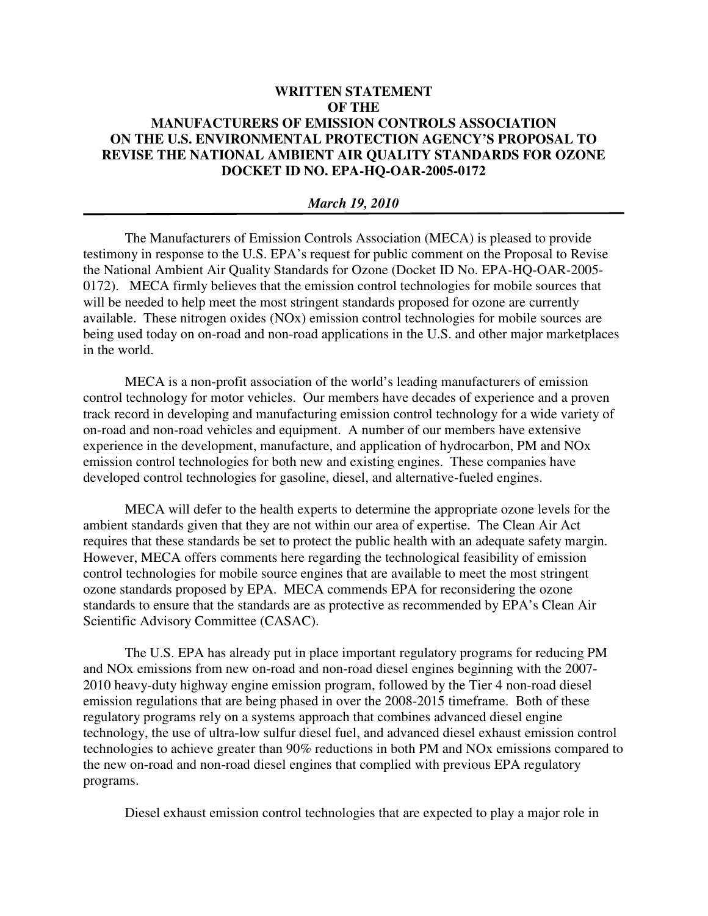**WRITTEN STATEMENT**
**OF THE**
**MANUFACTURERS OF EMISSION CONTROLS ASSOCIATION**
**ON THE U.S. ENVIRONMENTAL PROTECTION AGENCY'S PROPOSAL TO REVISE THE NATIONAL AMBIENT AIR QUALITY STANDARDS FOR OZONE**
**DOCKET ID NO. EPA-HQ-OAR-2005-0172**

***March 19, 2010***

---

The Manufacturers of Emission Controls Association (MECA) is pleased to provide testimony in response to the U.S. EPA's request for public comment on the Proposal to Revise the National Ambient Air Quality Standards for Ozone (Docket ID No. EPA-HQ-OAR-2005-0172). MECA firmly believes that the emission control technologies for mobile sources that will be needed to help meet the most stringent standards proposed for ozone are currently available. These nitrogen oxides (NOx) emission control technologies for mobile sources are being used today on on-road and non-road applications in the U.S. and other major marketplaces in the world.

MECA is a non-profit association of the world's leading manufacturers of emission control technology for motor vehicles. Our members have decades of experience and a proven track record in developing and manufacturing emission control technology for a wide variety of on-road and non-road vehicles and equipment. A number of our members have extensive experience in the development, manufacture, and application of hydrocarbon, PM and NOx emission control technologies for both new and existing engines. These companies have developed control technologies for gasoline, diesel, and alternative-fueled engines.

MECA will defer to the health experts to determine the appropriate ozone levels for the ambient standards given that they are not within our area of expertise. The Clean Air Act requires that these standards be set to protect the public health with an adequate safety margin. However, MECA offers comments here regarding the technological feasibility of emission control technologies for mobile source engines that are available to meet the most stringent ozone standards proposed by EPA. MECA commends EPA for reconsidering the ozone standards to ensure that the standards are as protective as recommended by EPA's Clean Air Scientific Advisory Committee (CASAC).

The U.S. EPA has already put in place important regulatory programs for reducing PM and NOx emissions from new on-road and non-road diesel engines beginning with the 2007-2010 heavy-duty highway engine emission program, followed by the Tier 4 non-road diesel emission regulations that are being phased in over the 2008-2015 timeframe. Both of these regulatory programs rely on a systems approach that combines advanced diesel engine technology, the use of ultra-low sulfur diesel fuel, and advanced diesel exhaust emission control technologies to achieve greater than 90% reductions in both PM and NOx emissions compared to the new on-road and non-road diesel engines that complied with previous EPA regulatory programs.

Diesel exhaust emission control technologies that are expected to play a major role in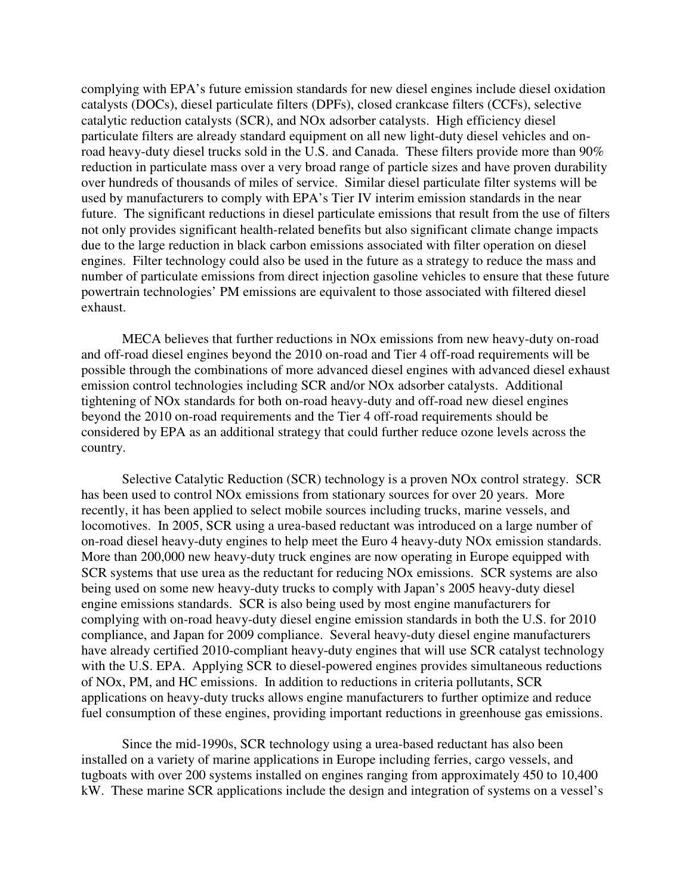complying with EPA's future emission standards for new diesel engines include diesel oxidation catalysts (DOCs), diesel particulate filters (DPFs), closed crankcase filters (CCFs), selective catalytic reduction catalysts (SCR), and NOx adsorber catalysts. High efficiency diesel particulate filters are already standard equipment on all new light-duty diesel vehicles and on-road heavy-duty diesel trucks sold in the U.S. and Canada. These filters provide more than 90% reduction in particulate mass over a very broad range of particle sizes and have proven durability over hundreds of thousands of miles of service. Similar diesel particulate filter systems will be used by manufacturers to comply with EPA's Tier IV interim emission standards in the near future. The significant reductions in diesel particulate emissions that result from the use of filters not only provides significant health-related benefits but also significant climate change impacts due to the large reduction in black carbon emissions associated with filter operation on diesel engines. Filter technology could also be used in the future as a strategy to reduce the mass and number of particulate emissions from direct injection gasoline vehicles to ensure that these future powertrain technologies' PM emissions are equivalent to those associated with filtered diesel exhaust.

MECA believes that further reductions in NOx emissions from new heavy-duty on-road and off-road diesel engines beyond the 2010 on-road and Tier 4 off-road requirements will be possible through the combinations of more advanced diesel engines with advanced diesel exhaust emission control technologies including SCR and/or NOx adsorber catalysts. Additional tightening of NOx standards for both on-road heavy-duty and off-road new diesel engines beyond the 2010 on-road requirements and the Tier 4 off-road requirements should be considered by EPA as an additional strategy that could further reduce ozone levels across the country.

Selective Catalytic Reduction (SCR) technology is a proven NOx control strategy. SCR has been used to control NOx emissions from stationary sources for over 20 years. More recently, it has been applied to select mobile sources including trucks, marine vessels, and locomotives. In 2005, SCR using a urea-based reductant was introduced on a large number of on-road diesel heavy-duty engines to help meet the Euro 4 heavy-duty NOx emission standards. More than 200,000 new heavy-duty truck engines are now operating in Europe equipped with SCR systems that use urea as the reductant for reducing NOx emissions. SCR systems are also being used on some new heavy-duty trucks to comply with Japan's 2005 heavy-duty diesel engine emissions standards. SCR is also being used by most engine manufacturers for complying with on-road heavy-duty diesel engine emission standards in both the U.S. for 2010 compliance, and Japan for 2009 compliance. Several heavy-duty diesel engine manufacturers have already certified 2010-compliant heavy-duty engines that will use SCR catalyst technology with the U.S. EPA. Applying SCR to diesel-powered engines provides simultaneous reductions of NOx, PM, and HC emissions. In addition to reductions in criteria pollutants, SCR applications on heavy-duty trucks allows engine manufacturers to further optimize and reduce fuel consumption of these engines, providing important reductions in greenhouse gas emissions.

Since the mid-1990s, SCR technology using a urea-based reductant has also been installed on a variety of marine applications in Europe including ferries, cargo vessels, and tugboats with over 200 systems installed on engines ranging from approximately 450 to 10,400 kW. These marine SCR applications include the design and integration of systems on a vessel's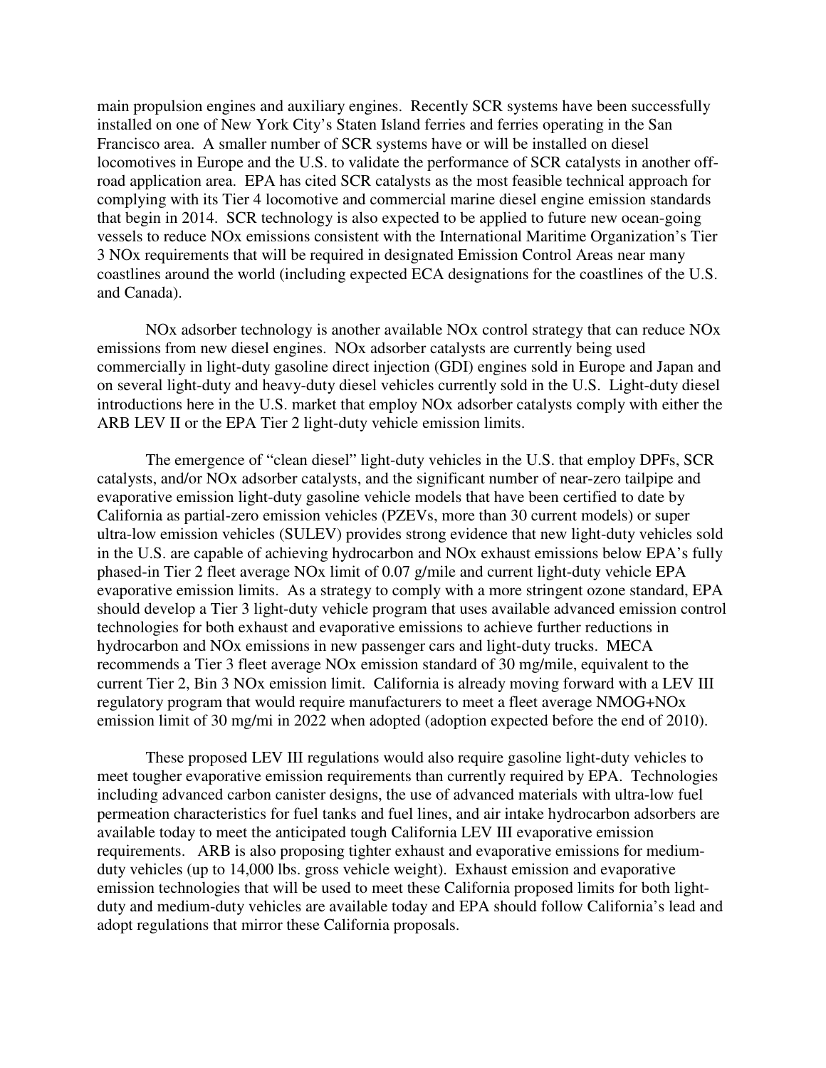main propulsion engines and auxiliary engines. Recently SCR systems have been successfully installed on one of New York City's Staten Island ferries and ferries operating in the San Francisco area. A smaller number of SCR systems have or will be installed on diesel locomotives in Europe and the U.S. to validate the performance of SCR catalysts in another off-road application area. EPA has cited SCR catalysts as the most feasible technical approach for complying with its Tier 4 locomotive and commercial marine diesel engine emission standards that begin in 2014. SCR technology is also expected to be applied to future new ocean-going vessels to reduce NOx emissions consistent with the International Maritime Organization's Tier 3 NOx requirements that will be required in designated Emission Control Areas near many coastlines around the world (including expected ECA designations for the coastlines of the U.S. and Canada).

NOx adsorber technology is another available NOx control strategy that can reduce NOx emissions from new diesel engines. NOx adsorber catalysts are currently being used commercially in light-duty gasoline direct injection (GDI) engines sold in Europe and Japan and on several light-duty and heavy-duty diesel vehicles currently sold in the U.S. Light-duty diesel introductions here in the U.S. market that employ NOx adsorber catalysts comply with either the ARB LEV II or the EPA Tier 2 light-duty vehicle emission limits.

The emergence of "clean diesel" light-duty vehicles in the U.S. that employ DPFs, SCR catalysts, and/or NOx adsorber catalysts, and the significant number of near-zero tailpipe and evaporative emission light-duty gasoline vehicle models that have been certified to date by California as partial-zero emission vehicles (PZEVs, more than 30 current models) or super ultra-low emission vehicles (SULEV) provides strong evidence that new light-duty vehicles sold in the U.S. are capable of achieving hydrocarbon and NOx exhaust emissions below EPA's fully phased-in Tier 2 fleet average NOx limit of 0.07 g/mile and current light-duty vehicle EPA evaporative emission limits. As a strategy to comply with a more stringent ozone standard, EPA should develop a Tier 3 light-duty vehicle program that uses available advanced emission control technologies for both exhaust and evaporative emissions to achieve further reductions in hydrocarbon and NOx emissions in new passenger cars and light-duty trucks. MECA recommends a Tier 3 fleet average NOx emission standard of 30 mg/mile, equivalent to the current Tier 2, Bin 3 NOx emission limit. California is already moving forward with a LEV III regulatory program that would require manufacturers to meet a fleet average NMOG+NOx emission limit of 30 mg/mi in 2022 when adopted (adoption expected before the end of 2010).

These proposed LEV III regulations would also require gasoline light-duty vehicles to meet tougher evaporative emission requirements than currently required by EPA. Technologies including advanced carbon canister designs, the use of advanced materials with ultra-low fuel permeation characteristics for fuel tanks and fuel lines, and air intake hydrocarbon adsorbers are available today to meet the anticipated tough California LEV III evaporative emission requirements. ARB is also proposing tighter exhaust and evaporative emissions for medium-duty vehicles (up to 14,000 lbs. gross vehicle weight). Exhaust emission and evaporative emission technologies that will be used to meet these California proposed limits for both light-duty and medium-duty vehicles are available today and EPA should follow California's lead and adopt regulations that mirror these California proposals.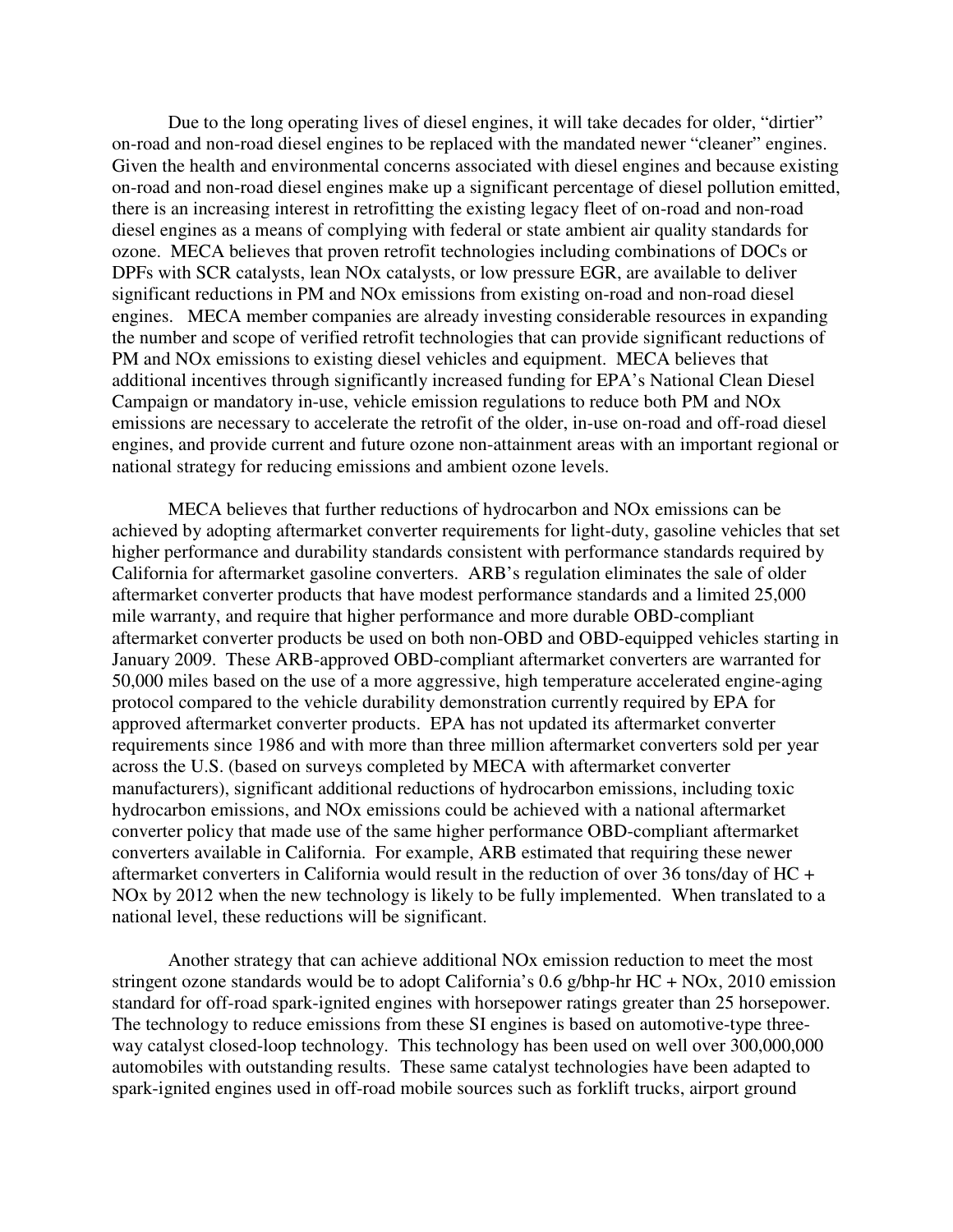Due to the long operating lives of diesel engines, it will take decades for older, "dirtier" on-road and non-road diesel engines to be replaced with the mandated newer "cleaner" engines. Given the health and environmental concerns associated with diesel engines and because existing on-road and non-road diesel engines make up a significant percentage of diesel pollution emitted, there is an increasing interest in retrofitting the existing legacy fleet of on-road and non-road diesel engines as a means of complying with federal or state ambient air quality standards for ozone. MECA believes that proven retrofit technologies including combinations of DOCs or DPFs with SCR catalysts, lean NOx catalysts, or low pressure EGR, are available to deliver significant reductions in PM and NOx emissions from existing on-road and non-road diesel engines. MECA member companies are already investing considerable resources in expanding the number and scope of verified retrofit technologies that can provide significant reductions of PM and NOx emissions to existing diesel vehicles and equipment. MECA believes that additional incentives through significantly increased funding for EPA's National Clean Diesel Campaign or mandatory in-use, vehicle emission regulations to reduce both PM and NOx emissions are necessary to accelerate the retrofit of the older, in-use on-road and off-road diesel engines, and provide current and future ozone non-attainment areas with an important regional or national strategy for reducing emissions and ambient ozone levels.

MECA believes that further reductions of hydrocarbon and NOx emissions can be achieved by adopting aftermarket converter requirements for light-duty, gasoline vehicles that set higher performance and durability standards consistent with performance standards required by California for aftermarket gasoline converters. ARB's regulation eliminates the sale of older aftermarket converter products that have modest performance standards and a limited 25,000 mile warranty, and require that higher performance and more durable OBD-compliant aftermarket converter products be used on both non-OBD and OBD-equipped vehicles starting in January 2009. These ARB-approved OBD-compliant aftermarket converters are warranted for 50,000 miles based on the use of a more aggressive, high temperature accelerated engine-aging protocol compared to the vehicle durability demonstration currently required by EPA for approved aftermarket converter products. EPA has not updated its aftermarket converter requirements since 1986 and with more than three million aftermarket converters sold per year across the U.S. (based on surveys completed by MECA with aftermarket converter manufacturers), significant additional reductions of hydrocarbon emissions, including toxic hydrocarbon emissions, and NOx emissions could be achieved with a national aftermarket converter policy that made use of the same higher performance OBD-compliant aftermarket converters available in California. For example, ARB estimated that requiring these newer aftermarket converters in California would result in the reduction of over 36 tons/day of HC + NOx by 2012 when the new technology is likely to be fully implemented. When translated to a national level, these reductions will be significant.

Another strategy that can achieve additional NOx emission reduction to meet the most stringent ozone standards would be to adopt California's 0.6 g/bhp-hr HC + NOx, 2010 emission standard for off-road spark-ignited engines with horsepower ratings greater than 25 horsepower. The technology to reduce emissions from these SI engines is based on automotive-type three-way catalyst closed-loop technology. This technology has been used on well over 300,000,000 automobiles with outstanding results. These same catalyst technologies have been adapted to spark-ignited engines used in off-road mobile sources such as forklift trucks, airport ground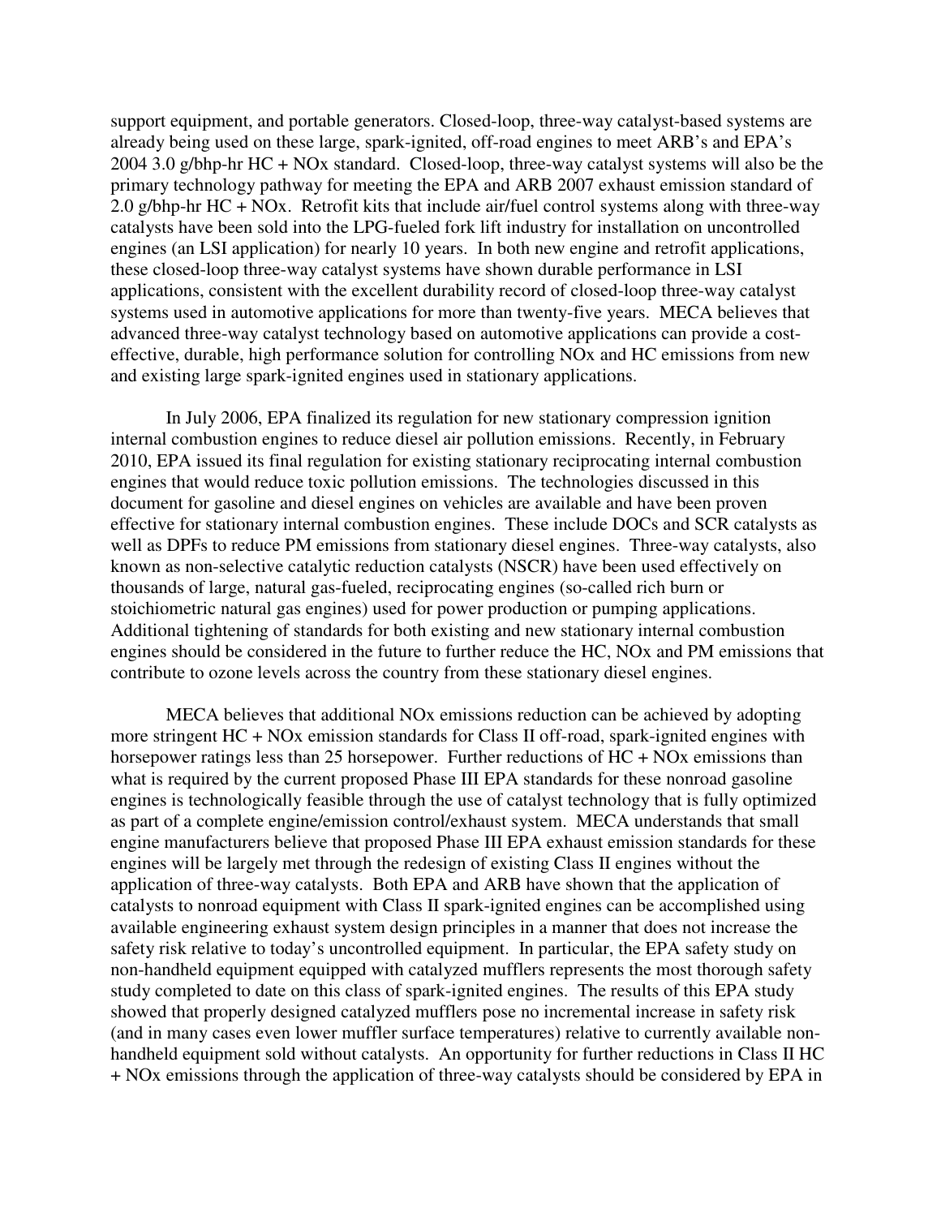support equipment, and portable generators. Closed-loop, three-way catalyst-based systems are already being used on these large, spark-ignited, off-road engines to meet ARB's and EPA's 2004 3.0 g/bhp-hr HC + NOx standard. Closed-loop, three-way catalyst systems will also be the primary technology pathway for meeting the EPA and ARB 2007 exhaust emission standard of 2.0 g/bhp-hr HC + NOx. Retrofit kits that include air/fuel control systems along with three-way catalysts have been sold into the LPG-fueled fork lift industry for installation on uncontrolled engines (an LSI application) for nearly 10 years. In both new engine and retrofit applications, these closed-loop three-way catalyst systems have shown durable performance in LSI applications, consistent with the excellent durability record of closed-loop three-way catalyst systems used in automotive applications for more than twenty-five years. MECA believes that advanced three-way catalyst technology based on automotive applications can provide a cost-effective, durable, high performance solution for controlling NOx and HC emissions from new and existing large spark-ignited engines used in stationary applications.

In July 2006, EPA finalized its regulation for new stationary compression ignition internal combustion engines to reduce diesel air pollution emissions. Recently, in February 2010, EPA issued its final regulation for existing stationary reciprocating internal combustion engines that would reduce toxic pollution emissions. The technologies discussed in this document for gasoline and diesel engines on vehicles are available and have been proven effective for stationary internal combustion engines. These include DOCs and SCR catalysts as well as DPFs to reduce PM emissions from stationary diesel engines. Three-way catalysts, also known as non-selective catalytic reduction catalysts (NSCR) have been used effectively on thousands of large, natural gas-fueled, reciprocating engines (so-called rich burn or stoichiometric natural gas engines) used for power production or pumping applications. Additional tightening of standards for both existing and new stationary internal combustion engines should be considered in the future to further reduce the HC, NOx and PM emissions that contribute to ozone levels across the country from these stationary diesel engines.

MECA believes that additional NOx emissions reduction can be achieved by adopting more stringent HC + NOx emission standards for Class II off-road, spark-ignited engines with horsepower ratings less than 25 horsepower. Further reductions of HC + NOx emissions than what is required by the current proposed Phase III EPA standards for these nonroad gasoline engines is technologically feasible through the use of catalyst technology that is fully optimized as part of a complete engine/emission control/exhaust system. MECA understands that small engine manufacturers believe that proposed Phase III EPA exhaust emission standards for these engines will be largely met through the redesign of existing Class II engines without the application of three-way catalysts. Both EPA and ARB have shown that the application of catalysts to nonroad equipment with Class II spark-ignited engines can be accomplished using available engineering exhaust system design principles in a manner that does not increase the safety risk relative to today's uncontrolled equipment. In particular, the EPA safety study on non-handheld equipment equipped with catalyzed mufflers represents the most thorough safety study completed to date on this class of spark-ignited engines. The results of this EPA study showed that properly designed catalyzed mufflers pose no incremental increase in safety risk (and in many cases even lower muffler surface temperatures) relative to currently available non-handheld equipment sold without catalysts. An opportunity for further reductions in Class II HC + NOx emissions through the application of three-way catalysts should be considered by EPA in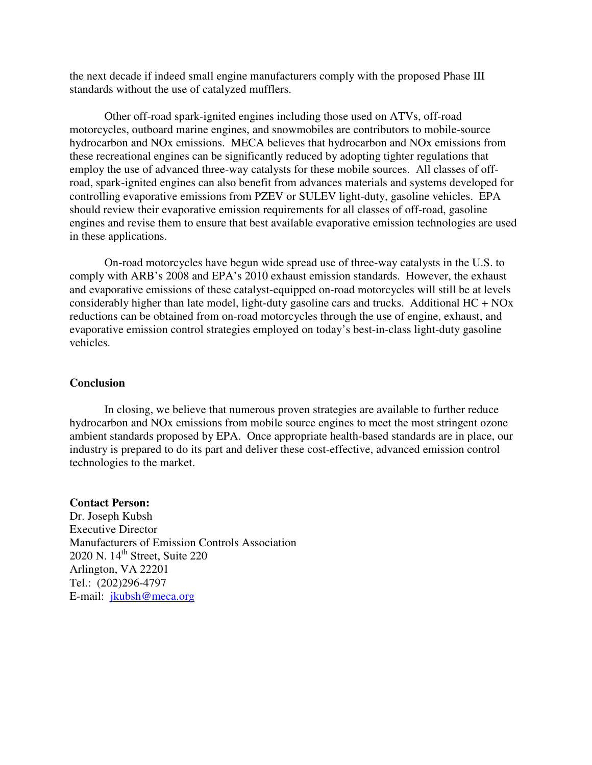the next decade if indeed small engine manufacturers comply with the proposed Phase III standards without the use of catalyzed mufflers.

Other off-road spark-ignited engines including those used on ATVs, off-road motorcycles, outboard marine engines, and snowmobiles are contributors to mobile-source hydrocarbon and NOx emissions. MECA believes that hydrocarbon and NOx emissions from these recreational engines can be significantly reduced by adopting tighter regulations that employ the use of advanced three-way catalysts for these mobile sources. All classes of off-road, spark-ignited engines can also benefit from advances materials and systems developed for controlling evaporative emissions from PZEV or SULEV light-duty, gasoline vehicles. EPA should review their evaporative emission requirements for all classes of off-road, gasoline engines and revise them to ensure that best available evaporative emission technologies are used in these applications.

On-road motorcycles have begun wide spread use of three-way catalysts in the U.S. to comply with ARB's 2008 and EPA's 2010 exhaust emission standards. However, the exhaust and evaporative emissions of these catalyst-equipped on-road motorcycles will still be at levels considerably higher than late model, light-duty gasoline cars and trucks. Additional HC + NOx reductions can be obtained from on-road motorcycles through the use of engine, exhaust, and evaporative emission control strategies employed on today's best-in-class light-duty gasoline vehicles.

**Conclusion**

In closing, we believe that numerous proven strategies are available to further reduce hydrocarbon and NOx emissions from mobile source engines to meet the most stringent ozone ambient standards proposed by EPA. Once appropriate health-based standards are in place, our industry is prepared to do its part and deliver these cost-effective, advanced emission control technologies to the market.

**Contact Person:**
Dr. Joseph Kubsh
Executive Director
Manufacturers of Emission Controls Association
2020 N. 14th Street, Suite 220
Arlington, VA 22201
Tel.: (202)296-4797
E-mail: jkubsh@meca.org